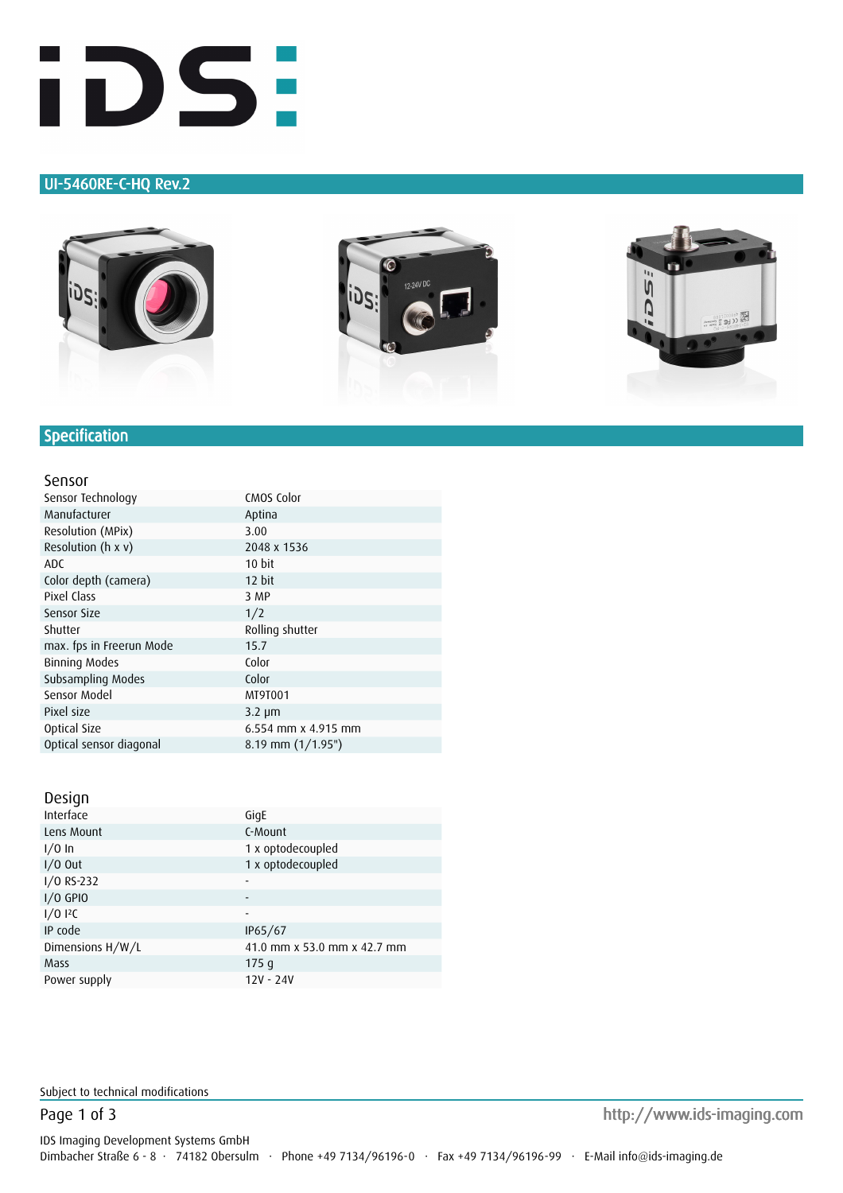# UI-5460RE-C-HQ Rev.2

## Specification

### Sensor

| | |
|---|---|
| Sensor Technology | CMOS Color |
| Manufacturer | Aptina |
| Resolution (MPix) | 3.00 |
| Resolution (h x v) | 2048 x 1536 |
| ADC | 10 bit |
| Color depth (camera) | 12 bit |
| Pixel Class | 3 MP |
| Sensor Size | 1/2 |
| Shutter | Rolling shutter |
| max. fps in Freerun Mode | 15.7 |
| Binning Modes | Color |
| Subsampling Modes | Color |
| Sensor Model | MT9T001 |
| Pixel size | 3.2 µm |
| Optical Size | 6.554 mm x 4.915 mm |
| Optical sensor diagonal | 8.19 mm (1/1.95") |

### Design

| | |
|---|---|
| Interface | GigE |
| Lens Mount | C-Mount |
| I/O In | 1 x optodecoupled |
| I/O Out | 1 x optodecoupled |
| I/O RS-232 | - |
| I/O GPIO | - |
| I/O I²C | - |
| IP code | IP65/67 |
| Dimensions H/W/L | 41.0 mm x 53.0 mm x 42.7 mm |
| Mass | 175 g |
| Power supply | 12V - 24V |

Subject to technical modifications

http://www.ids-imaging.com

IDS Imaging Development Systems GmbH
Dimbacher Straße 6 - 8 · 74182 Obersulm · Phone +49 7134/96196-0 · Fax +49 7134/96196-99 · E-Mail info@ids-imaging.de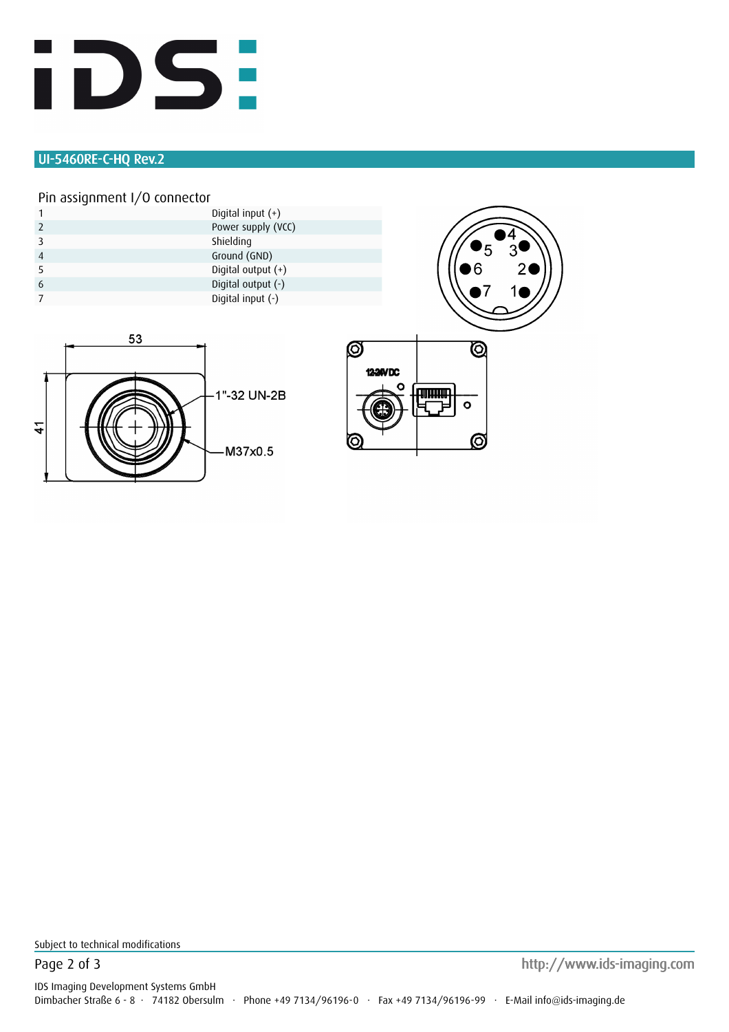## UI-5460RE-C-HQ Rev.2

### Pin assignment I/O connector

| | |
|---|---|
| 1 | Digital input (+) |
| 2 | Power supply (VCC) |
| 3 | Shielding |
| 4 | Ground (GND) |
| 5 | Digital output (+) |
| 6 | Digital output (-) |
| 7 | Digital input (-) |

Subject to technical modifications

IDS Imaging Development Systems GmbH
Dimbacher Straße 6 - 8 · 74182 Obersulm · Phone +49 7134/96196-0 · Fax +49 7134/96196-99 · E-Mail info@ids-imaging.de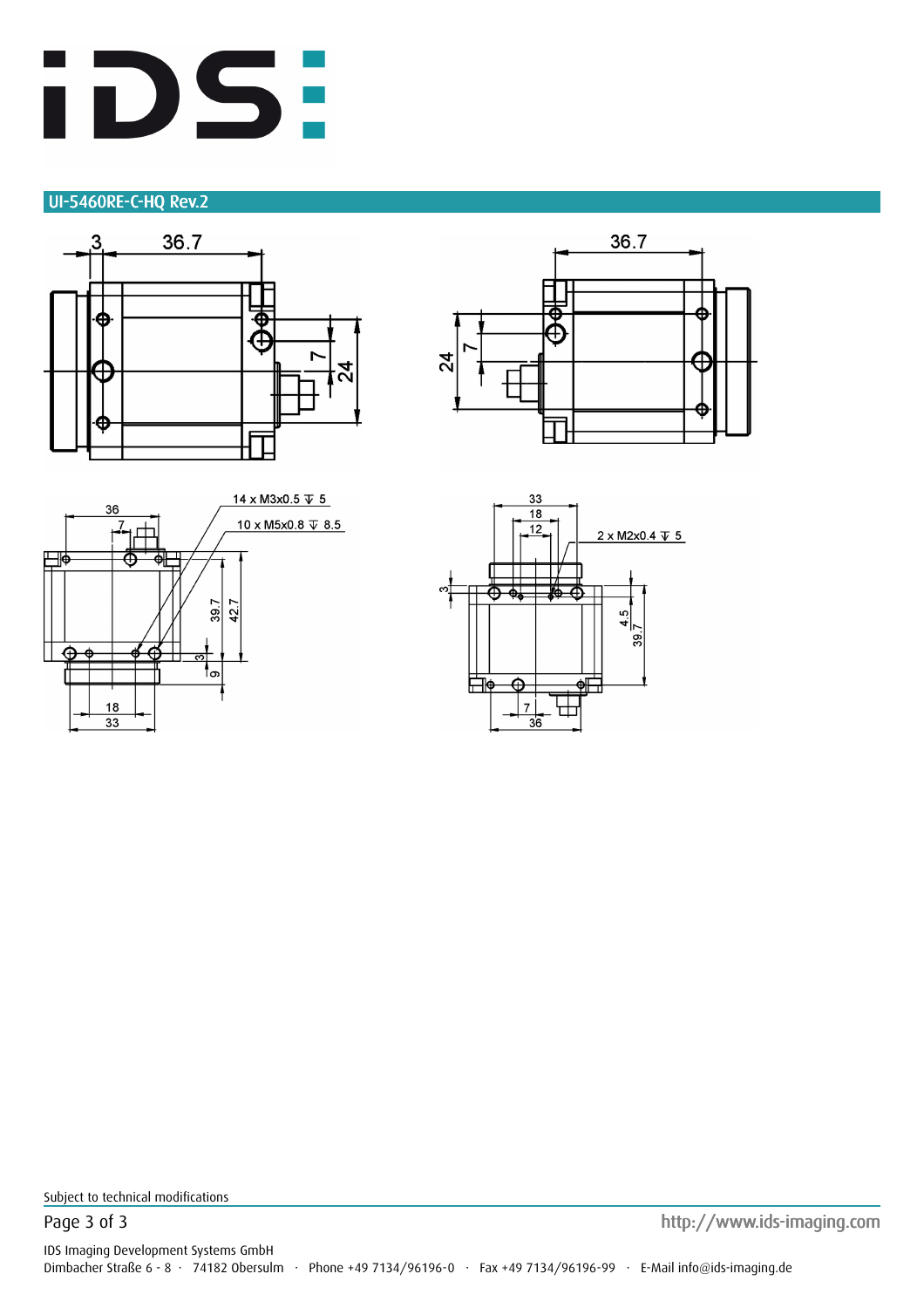## UI-5460RE-C-HQ Rev.2

3
36.7
7
24

36.7
24
7

36
7
14 x M3x0.5 ↧ 5
10 x M5x0.8 ↧ 8.5
39.7
42.7
3
9
18
33

33
18
12
2 x M2x0.4 ↧ 5
3
4.5
39.7
7
36

Subject to technical modifications

IDS Imaging Development Systems GmbH
Dimbacher Straße 6 - 8 · 74182 Obersulm · Phone +49 7134/96196-0 · Fax +49 7134/96196-99 · E-Mail info@ids-imaging.de